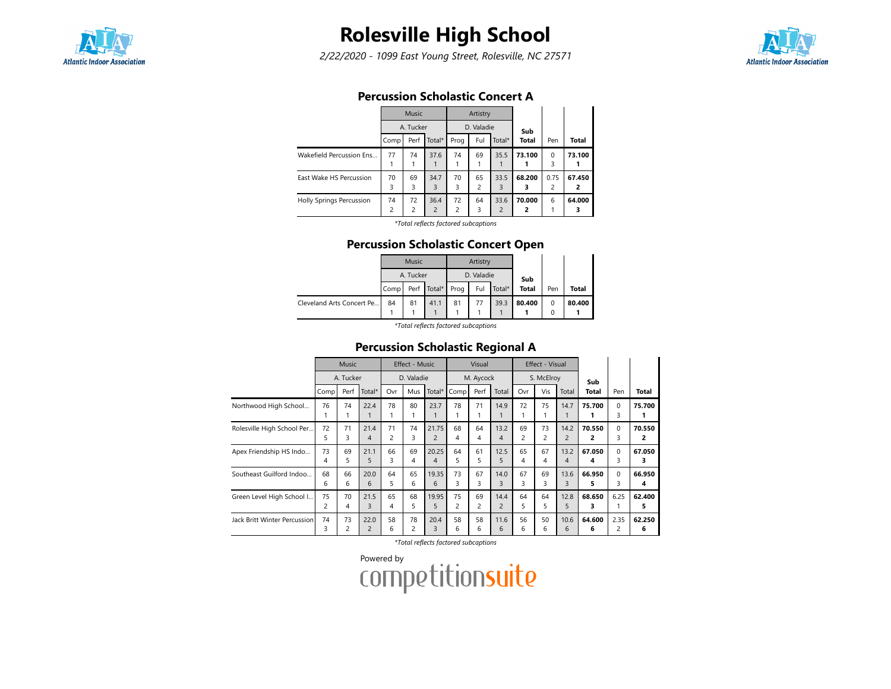# Rolesville High School

*2/22/2020 - 1099 East Young Street, Rolesville, NC 27571*

## Percussion Scholastic Concert A

| | Music | | | Artistry | | | Sub Total | Pen | Total |
|---|---|---|---|---|---|---|---|---|---|
| | A. Tucker | | | D. Valadie | | | | | |
| | Comp | Perf | Total* | Prog | Ful | Total* | | | |
| Wakefield Percussion Ens... | 77<br>1 | 74<br>1 | 37.6<br>1 | 74<br>1 | 69<br>1 | 35.5<br>1 | **73.100**<br>**1** | 0<br>3 | **73.100**<br>**1** |
| East Wake HS Percussion | 70<br>3 | 69<br>3 | 34.7<br>3 | 70<br>3 | 65<br>2 | 33.5<br>3 | **68.200**<br>**3** | 0.75<br>2 | **67.450**<br>**2** |
| Holly Springs Percussion | 74<br>2 | 72<br>2 | 36.4<br>2 | 72<br>2 | 64<br>3 | 33.6<br>2 | **70.000**<br>**2** | 6<br>1 | **64.000**<br>**3** |

*Total reflects factored subcaptions*

## Percussion Scholastic Concert Open

| | Music | | | Artistry | | | Sub Total | Pen | Total |
|---|---|---|---|---|---|---|---|---|---|
| | A. Tucker | | | D. Valadie | | | | | |
| | Comp | Perf | Total* | Prog | Ful | Total* | | | |
| Cleveland Arts Concert Pe... | 84<br>1 | 81<br>1 | 41.1<br>1 | 81<br>1 | 77<br>1 | 39.3<br>1 | **80.400**<br>**1** | 0<br>0 | **80.400**<br>**1** |

*Total reflects factored subcaptions*

## Percussion Scholastic Regional A

| | Music | | | Effect - Music | | | Visual | | | Effect - Visual | | | Sub Total | Pen | Total |
|---|---|---|---|---|---|---|---|---|---|---|---|---|---|---|---|
| | A. Tucker | | | D. Valadie | | | M. Aycock | | | S. McElroy | | | | | |
| | Comp | Perf | Total* | Ovr | Mus | Total* | Comp | Perf | Total | Ovr | Vis | Total | | | |
| Northwood High School... | 76<br>1 | 74<br>1 | 22.4<br>1 | 78<br>1 | 80<br>1 | 23.7<br>1 | 78<br>1 | 71<br>1 | 14.9<br>1 | 72<br>1 | 75<br>1 | 14.7<br>1 | **75.700**<br>**1** | 0<br>3 | **75.700**<br>**1** |
| Rolesville High School Per... | 72<br>5 | 71<br>3 | 21.4<br>4 | 71<br>2 | 74<br>3 | 21.75<br>2 | 68<br>4 | 64<br>4 | 13.2<br>4 | 69<br>2 | 73<br>2 | 14.2<br>2 | **70.550**<br>**2** | 0<br>3 | **70.550**<br>**2** |
| Apex Friendship HS Indo... | 73<br>4 | 69<br>5 | 21.1<br>5 | 66<br>3 | 69<br>4 | 20.25<br>4 | 64<br>5 | 61<br>5 | 12.5<br>5 | 65<br>4 | 67<br>4 | 13.2<br>4 | **67.050**<br>**4** | 0<br>3 | **67.050**<br>**3** |
| Southeast Guilford Indoo... | 68<br>6 | 66<br>6 | 20.0<br>6 | 64<br>5 | 65<br>6 | 19.35<br>6 | 73<br>3 | 67<br>3 | 14.0<br>3 | 67<br>3 | 69<br>3 | 13.6<br>3 | **66.950**<br>**5** | 0<br>3 | **66.950**<br>**4** |
| Green Level High School I... | 75<br>2 | 70<br>4 | 21.5<br>3 | 65<br>4 | 68<br>5 | 19.95<br>5 | 75<br>2 | 69<br>2 | 14.4<br>2 | 64<br>5 | 64<br>5 | 12.8<br>5 | **68.650**<br>**3** | 6.25<br>1 | **62.400**<br>**5** |
| Jack Britt Winter Percussion | 74<br>3 | 73<br>2 | 22.0<br>2 | 58<br>6 | 78<br>2 | 20.4<br>3 | 58<br>6 | 58<br>6 | 11.6<br>6 | 56<br>6 | 50<br>6 | 10.6<br>6 | **64.600**<br>**6** | 2.35<br>2 | **62.250**<br>**6** |

*Total reflects factored subcaptions*

Powered by competitionsuite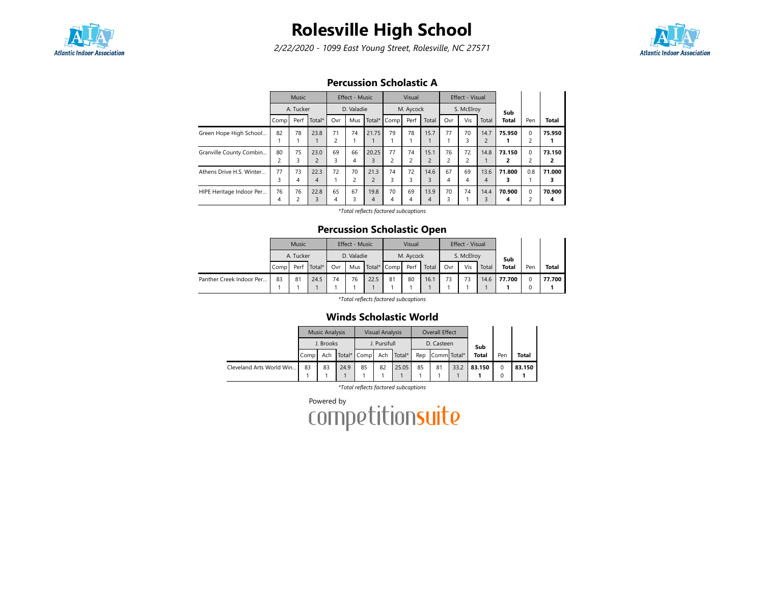# Rolesville High School

*2/22/2020 - 1099 East Young Street, Rolesville, NC 27571*

## Percussion Scholastic A

| | Music | | | Effect - Music | | | Visual | | | Effect - Visual | | | Sub Total | Pen | Total |
|---|---|---|---|---|---|---|---|---|---|---|---|---|---|---|---|
| | A. Tucker | | | D. Valadie | | | M. Aycock | | | S. McElroy | | | | | |
| | Comp | Perf | Total* | Ovr | Mus | Total* | Comp | Perf | Total | Ovr | Vis | Total | | | |
| Green Hope High School... | 82<br>1 | 78<br>1 | 23.8<br>1 | 71<br>2 | 74<br>1 | 21.75<br>1 | 79<br>1 | 78<br>1 | 15.7<br>1 | 77<br>1 | 70<br>3 | 14.7<br>2 | **75.950**<br>**1** | 0<br>2 | **75.950**<br>**1** |
| Granville County Combin... | 80<br>2 | 75<br>3 | 23.0<br>2 | 69<br>3 | 66<br>4 | 20.25<br>3 | 77<br>2 | 74<br>2 | 15.1<br>2 | 76<br>2 | 72<br>2 | 14.8<br>1 | **73.150**<br>**2** | 0<br>2 | **73.150**<br>**2** |
| Athens Drive H.S. Winter... | 77<br>3 | 73<br>4 | 22.3<br>4 | 72<br>1 | 70<br>2 | 21.3<br>2 | 74<br>3 | 72<br>3 | 14.6<br>3 | 67<br>4 | 69<br>4 | 13.6<br>4 | **71.800**<br>**3** | 0.8<br>1 | **71.000**<br>**3** |
| HIPE Heritage Indoor Per... | 76<br>4 | 76<br>2 | 22.8<br>3 | 65<br>4 | 67<br>3 | 19.8<br>4 | 70<br>4 | 69<br>4 | 13.9<br>4 | 70<br>3 | 74<br>1 | 14.4<br>3 | **70.900**<br>**4** | 0<br>2 | **70.900**<br>**4** |

*\*Total reflects factored subcaptions*

## Percussion Scholastic Open

| | Music | | | Effect - Music | | | Visual | | | Effect - Visual | | | Sub Total | Pen | Total |
|---|---|---|---|---|---|---|---|---|---|---|---|---|---|---|---|
| | A. Tucker | | | D. Valadie | | | M. Aycock | | | S. McElroy | | | | | |
| | Comp | Perf | Total* | Ovr | Mus | Total* | Comp | Perf | Total | Ovr | Vis | Total | | | |
| Panther Creek Indoor Per... | 83<br>1 | 81<br>1 | 24.5<br>1 | 74<br>1 | 76<br>1 | 22.5<br>1 | 81<br>1 | 80<br>1 | 16.1<br>1 | 73<br>1 | 73<br>1 | 14.6<br>1 | **77.700**<br>**1** | 0<br>0 | **77.700**<br>**1** |

*\*Total reflects factored subcaptions*

## Winds Scholastic World

| | Music Analysis | | | Visual Analysis | | | Overall Effect | | | Sub Total | Pen | Total |
|---|---|---|---|---|---|---|---|---|---|---|---|---|
| | J. Brooks | | | J. Pursifull | | | D. Casteen | | | | | |
| | Comp | Ach | Total* | Comp | Ach | Total* | Rep | Comm | Total* | | | |
| Cleveland Arts World Win... | 83<br>1 | 83<br>1 | 24.9<br>1 | 85<br>1 | 82<br>1 | 25.05<br>1 | 85<br>1 | 81<br>1 | 33.2<br>1 | **83.150**<br>**1** | 0<br>0 | **83.150**<br>**1** |

*\*Total reflects factored subcaptions*

Powered by competitionsuite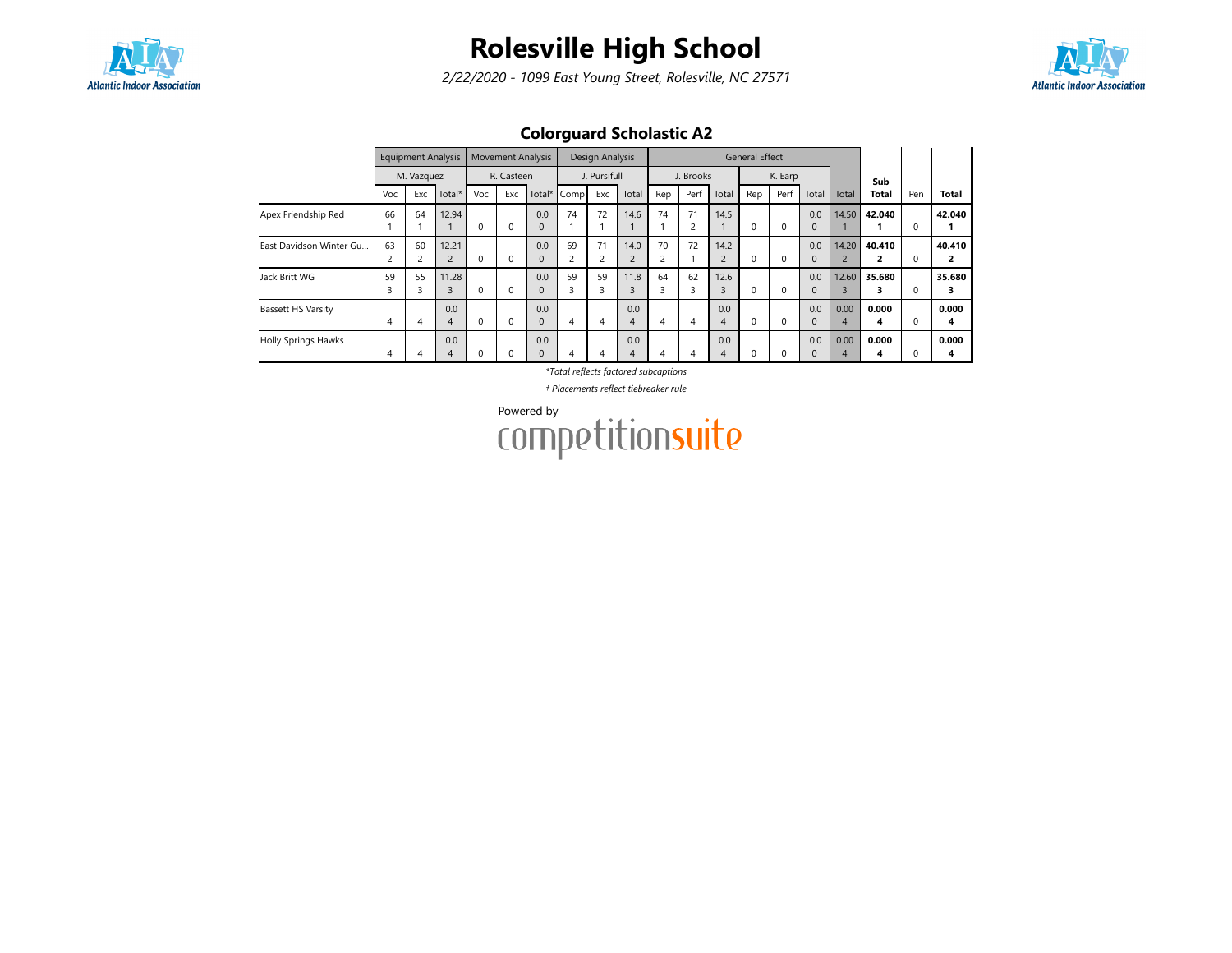# Rolesville High School

*2/22/2020 - 1099 East Young Street, Rolesville, NC 27571*

## Colorguard Scholastic A2

| | Equipment Analysis | | | Movement Analysis | | | Design Analysis | | | General Effect | | | | | | | | | |
|---|---|---|---|---|---|---|---|---|---|---|---|---|---|---|---|---|---|---|---|
| | M. Vazquez | | | R. Casteen | | | J. Pursifull | | | J. Brooks | | | K. Earp | | | | Sub Total | Pen | Total |
| | Voc | Exc | Total* | Voc | Exc | Total* | Comp | Exc | Total | Rep | Perf | Total | Rep | Perf | Total | Total | | | |
| Apex Friendship Red | 66 1 | 64 1 | 12.94 1 | 0 | 0 | 0.0 0 | 74 1 | 72 1 | 14.6 1 | 74 1 | 71 2 | 14.5 1 | 0 | 0 | 0.0 0 | 14.50 1 | **42.040 1** | 0 | **42.040 1** |
| East Davidson Winter Gu... | 63 2 | 60 2 | 12.21 2 | 0 | 0 | 0.0 0 | 69 2 | 71 2 | 14.0 2 | 70 2 | 72 1 | 14.2 2 | 0 | 0 | 0.0 0 | 14.20 2 | **40.410 2** | 0 | **40.410 2** |
| Jack Britt WG | 59 3 | 55 3 | 11.28 3 | 0 | 0 | 0.0 0 | 59 3 | 59 3 | 11.8 3 | 64 3 | 62 3 | 12.6 3 | 0 | 0 | 0.0 0 | 12.60 3 | **35.680 3** | 0 | **35.680 3** |
| Bassett HS Varsity | 4 | 4 | 0.0 4 | 0 | 0 | 0.0 0 | 4 | 4 | 0.0 4 | 4 | 4 | 0.0 4 | 0 | 0 | 0.0 0 | 0.00 4 | **0.000 4** | 0 | **0.000 4** |
| Holly Springs Hawks | 4 | 4 | 0.0 4 | 0 | 0 | 0.0 0 | 4 | 4 | 0.0 4 | 4 | 4 | 0.0 4 | 0 | 0 | 0.0 0 | 0.00 4 | **0.000 4** | 0 | **0.000 4** |

*\*Total reflects factored subcaptions*

*† Placements reflect tiebreaker rule*

Powered by competitionsuite